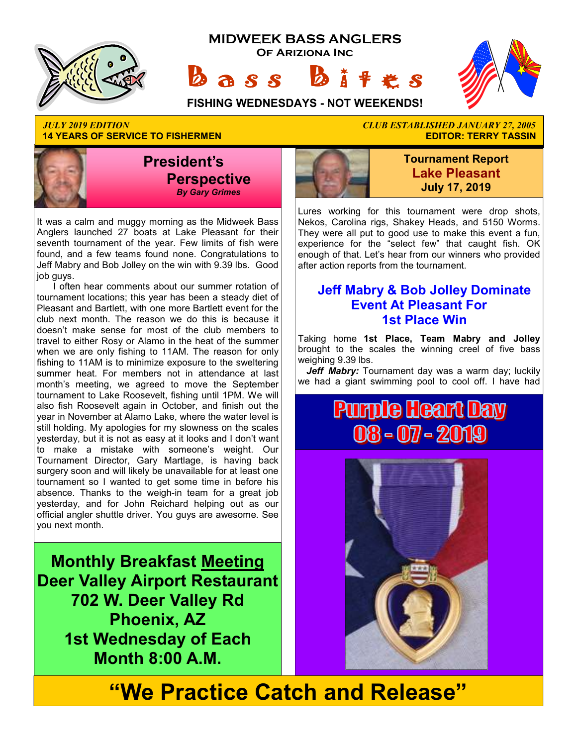# MIDWEEK BASS ANGLERS
## Of Arizona Inc
# Bass Bites
**FISHING WEDNESDAYS - NOT WEEKENDS!**

*JULY 2019 EDITION*
**14 YEARS OF SERVICE TO FISHERMEN**

*CLUB ESTABLISHED JANUARY 27, 2005*
**EDITOR: TERRY TASSIN**

## President's Perspective
***By Gary Grimes***

It was a calm and muggy morning as the Midweek Bass Anglers launched 27 boats at Lake Pleasant for their seventh tournament of the year. Few limits of fish were found, and a few teams found none. Congratulations to Jeff Mabry and Bob Jolley on the win with 9.39 lbs. Good job guys.

I often hear comments about our summer rotation of tournament locations; this year has been a steady diet of Pleasant and Bartlett, with one more Bartlett event for the club next month. The reason we do this is because it doesn't make sense for most of the club members to travel to either Rosy or Alamo in the heat of the summer when we are only fishing to 11AM. The reason for only fishing to 11AM is to minimize exposure to the sweltering summer heat. For members not in attendance at last month's meeting, we agreed to move the September tournament to Lake Roosevelt, fishing until 1PM. We will also fish Roosevelt again in October, and finish out the year in November at Alamo Lake, where the water level is still holding. My apologies for my slowness on the scales yesterday, but it is not as easy at it looks and I don't want to make a mistake with someone's weight. Our Tournament Director, Gary Martlage, is having back surgery soon and will likely be unavailable for at least one tournament so I wanted to get some time in before his absence. Thanks to the weigh-in team for a great job yesterday, and for John Reichard helping out as our official angler shuttle driver. You guys are awesome. See you next month.

**Monthly Breakfast Meeting**
**Deer Valley Airport Restaurant**
**702 W. Deer Valley Rd**
**Phoenix, AZ**
**1st Wednesday of Each Month 8:00 A.M.**

## Tournament Report
## Lake Pleasant
## July 17, 2019

Lures working for this tournament were drop shots, Nekos, Carolina rigs, Shakey Heads, and 5150 Worms. They were all put to good use to make this event a fun, experience for the "select few" that caught fish. OK enough of that. Let's hear from our winners who provided after action reports from the tournament.

### Jeff Mabry & Bob Jolley Dominate Event At Pleasant For 1st Place Win

Taking home **1st Place, Team Mabry and Jolley** brought to the scales the winning creel of five bass weighing 9.39 lbs.

***Jeff Mabry:*** Tournament day was a warm day; luckily we had a giant swimming pool to cool off. I have had

**Purple Heart Day**
**08 - 07 - 2019**

**"We Practice Catch and Release"**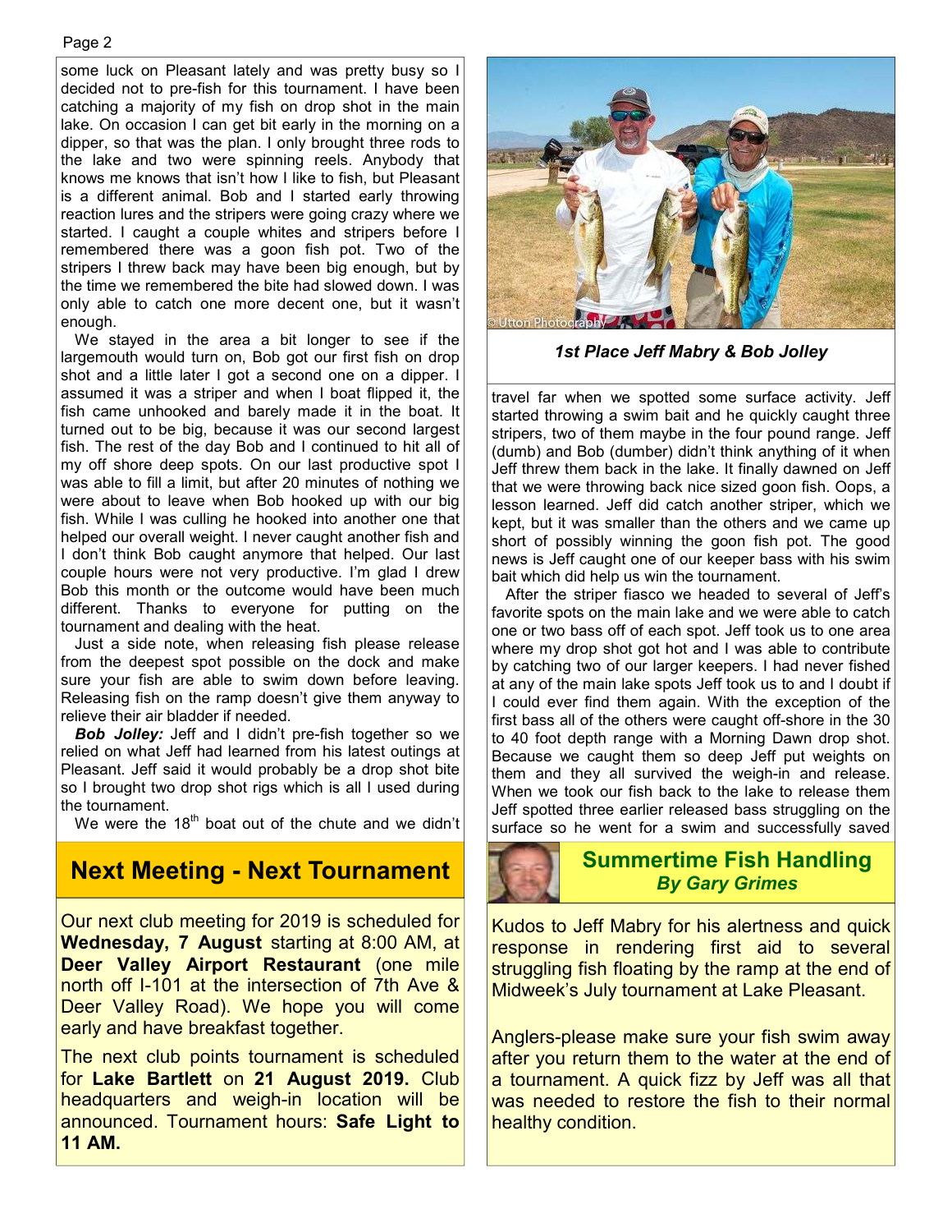some luck on Pleasant lately and was pretty busy so I decided not to pre-fish for this tournament. I have been catching a majority of my fish on drop shot in the main lake. On occasion I can get bit early in the morning on a dipper, so that was the plan. I only brought three rods to the lake and two were spinning reels. Anybody that knows me knows that isn't how I like to fish, but Pleasant is a different animal. Bob and I started early throwing reaction lures and the stripers were going crazy where we started. I caught a couple whites and stripers before I remembered there was a goon fish pot. Two of the stripers I threw back may have been big enough, but by the time we remembered the bite had slowed down. I was only able to catch one more decent one, but it wasn't enough.

We stayed in the area a bit longer to see if the largemouth would turn on, Bob got our first fish on drop shot and a little later I got a second one on a dipper. I assumed it was a striper and when I boat flipped it, the fish came unhooked and barely made it in the boat. It turned out to be big, because it was our second largest fish. The rest of the day Bob and I continued to hit all of my off shore deep spots. On our last productive spot I was able to fill a limit, but after 20 minutes of nothing we were about to leave when Bob hooked up with our big fish. While I was culling he hooked into another one that helped our overall weight. I never caught another fish and I don't think Bob caught anymore that helped. Our last couple hours were not very productive. I'm glad I drew Bob this month or the outcome would have been much different. Thanks to everyone for putting on the tournament and dealing with the heat.

Just a side note, when releasing fish please release from the deepest spot possible on the dock and make sure your fish are able to swim down before leaving. Releasing fish on the ramp doesn't give them anyway to relieve their air bladder if needed.

***Bob Jolley:*** Jeff and I didn't pre-fish together so we relied on what Jeff had learned from his latest outings at Pleasant. Jeff said it would probably be a drop shot bite so I brought two drop shot rigs which is all I used during the tournament.

We were the 18th boat out of the chute and we didn't travel far when we spotted some surface activity. Jeff started throwing a swim bait and he quickly caught three stripers, two of them maybe in the four pound range. Jeff (dumb) and Bob (dumber) didn't think anything of it when Jeff threw them back in the lake. It finally dawned on Jeff that we were throwing back nice sized goon fish. Oops, a lesson learned. Jeff did catch another striper, which we kept, but it was smaller than the others and we came up short of possibly winning the goon fish pot. The good news is Jeff caught one of our keeper bass with his swim bait which did help us win the tournament.

After the striper fiasco we headed to several of Jeff's favorite spots on the main lake and we were able to catch one or two bass off of each spot. Jeff took us to one area where my drop shot got hot and I was able to contribute by catching two of our larger keepers. I had never fished at any of the main lake spots Jeff took us to and I doubt if I could ever find them again. With the exception of the first bass all of the others were caught off-shore in the 30 to 40 foot depth range with a Morning Dawn drop shot. Because we caught them so deep Jeff put weights on them and they all survived the weigh-in and release. When we took our fish back to the lake to release them Jeff spotted three earlier released bass struggling on the surface so he went for a swim and successfully saved

*1st Place Jeff Mabry & Bob Jolley*

## Next Meeting - Next Tournament

Our next club meeting for 2019 is scheduled for **Wednesday, 7 August** starting at 8:00 AM, at **Deer Valley Airport Restaurant** (one mile north off I-101 at the intersection of 7th Ave & Deer Valley Road). We hope you will come early and have breakfast together.

The next club points tournament is scheduled for **Lake Bartlett** on **21 August 2019.** Club headquarters and weigh-in location will be announced. Tournament hours: **Safe Light to 11 AM.**

## Summertime Fish Handling
### *By Gary Grimes*

Kudos to Jeff Mabry for his alertness and quick response in rendering first aid to several struggling fish floating by the ramp at the end of Midweek's July tournament at Lake Pleasant.

Anglers-please make sure your fish swim away after you return them to the water at the end of a tournament. A quick fizz by Jeff was all that was needed to restore the fish to their normal healthy condition.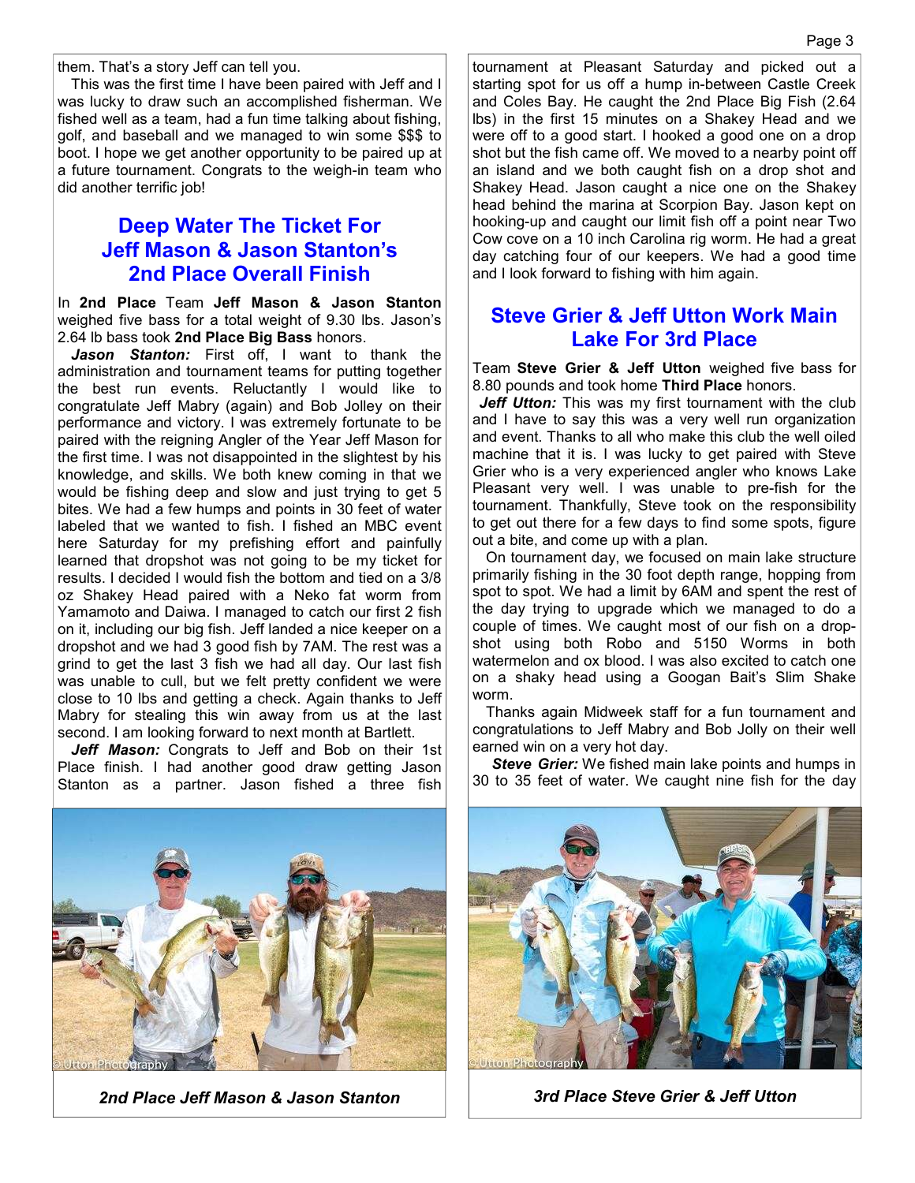them. That's a story Jeff can tell you.

This was the first time I have been paired with Jeff and I was lucky to draw such an accomplished fisherman. We fished well as a team, had a fun time talking about fishing, golf, and baseball and we managed to win some $$$ to boot. I hope we get another opportunity to be paired up at a future tournament. Congrats to the weigh-in team who did another terrific job!

## Deep Water The Ticket For Jeff Mason & Jason Stanton's 2nd Place Overall Finish

In **2nd Place** Team **Jeff Mason & Jason Stanton** weighed five bass for a total weight of 9.30 lbs. Jason's 2.64 lb bass took **2nd Place Big Bass** honors.

***Jason Stanton:*** First off, I want to thank the administration and tournament teams for putting together the best run events. Reluctantly I would like to congratulate Jeff Mabry (again) and Bob Jolley on their performance and victory. I was extremely fortunate to be paired with the reigning Angler of the Year Jeff Mason for the first time. I was not disappointed in the slightest by his knowledge, and skills. We both knew coming in that we would be fishing deep and slow and just trying to get 5 bites. We had a few humps and points in 30 feet of water labeled that we wanted to fish. I fished an MBC event here Saturday for my prefishing effort and painfully learned that dropshot was not going to be my ticket for results. I decided I would fish the bottom and tied on a 3/8 oz Shakey Head paired with a Neko fat worm from Yamamoto and Daiwa. I managed to catch our first 2 fish on it, including our big fish. Jeff landed a nice keeper on a dropshot and we had 3 good fish by 7AM. The rest was a grind to get the last 3 fish we had all day. Our last fish was unable to cull, but we felt pretty confident we were close to 10 lbs and getting a check. Again thanks to Jeff Mabry for stealing this win away from us at the last second. I am looking forward to next month at Bartlett.

***Jeff Mason:*** Congrats to Jeff and Bob on their 1st Place finish. I had another good draw getting Jason Stanton as a partner. Jason fished a three fish tournament at Pleasant Saturday and picked out a starting spot for us off a hump in-between Castle Creek and Coles Bay. He caught the 2nd Place Big Fish (2.64 lbs) in the first 15 minutes on a Shakey Head and we were off to a good start. I hooked a good one on a drop shot but the fish came off. We moved to a nearby point off an island and we both caught fish on a drop shot and Shakey Head. Jason caught a nice one on the Shakey head behind the marina at Scorpion Bay. Jason kept on hooking-up and caught our limit fish off a point near Two Cow cove on a 10 inch Carolina rig worm. He had a great day catching four of our keepers. We had a good time and I look forward to fishing with him again.

*2nd Place Jeff Mason & Jason Stanton*

## Steve Grier & Jeff Utton Work Main Lake For 3rd Place

Team **Steve Grier & Jeff Utton** weighed five bass for 8.80 pounds and took home **Third Place** honors.

***Jeff Utton:*** This was my first tournament with the club and I have to say this was a very well run organization and event. Thanks to all who make this club the well oiled machine that it is. I was lucky to get paired with Steve Grier who is a very experienced angler who knows Lake Pleasant very well. I was unable to pre-fish for the tournament. Thankfully, Steve took on the responsibility to get out there for a few days to find some spots, figure out a bite, and come up with a plan.

On tournament day, we focused on main lake structure primarily fishing in the 30 foot depth range, hopping from spot to spot. We had a limit by 6AM and spent the rest of the day trying to upgrade which we managed to do a couple of times. We caught most of our fish on a drop-shot using both Robo and 5150 Worms in both watermelon and ox blood. I was also excited to catch one on a shaky head using a Googan Bait's Slim Shake worm.

Thanks again Midweek staff for a fun tournament and congratulations to Jeff Mabry and Bob Jolly on their well earned win on a very hot day.

***Steve Grier:*** We fished main lake points and humps in 30 to 35 feet of water. We caught nine fish for the day

*3rd Place Steve Grier & Jeff Utton*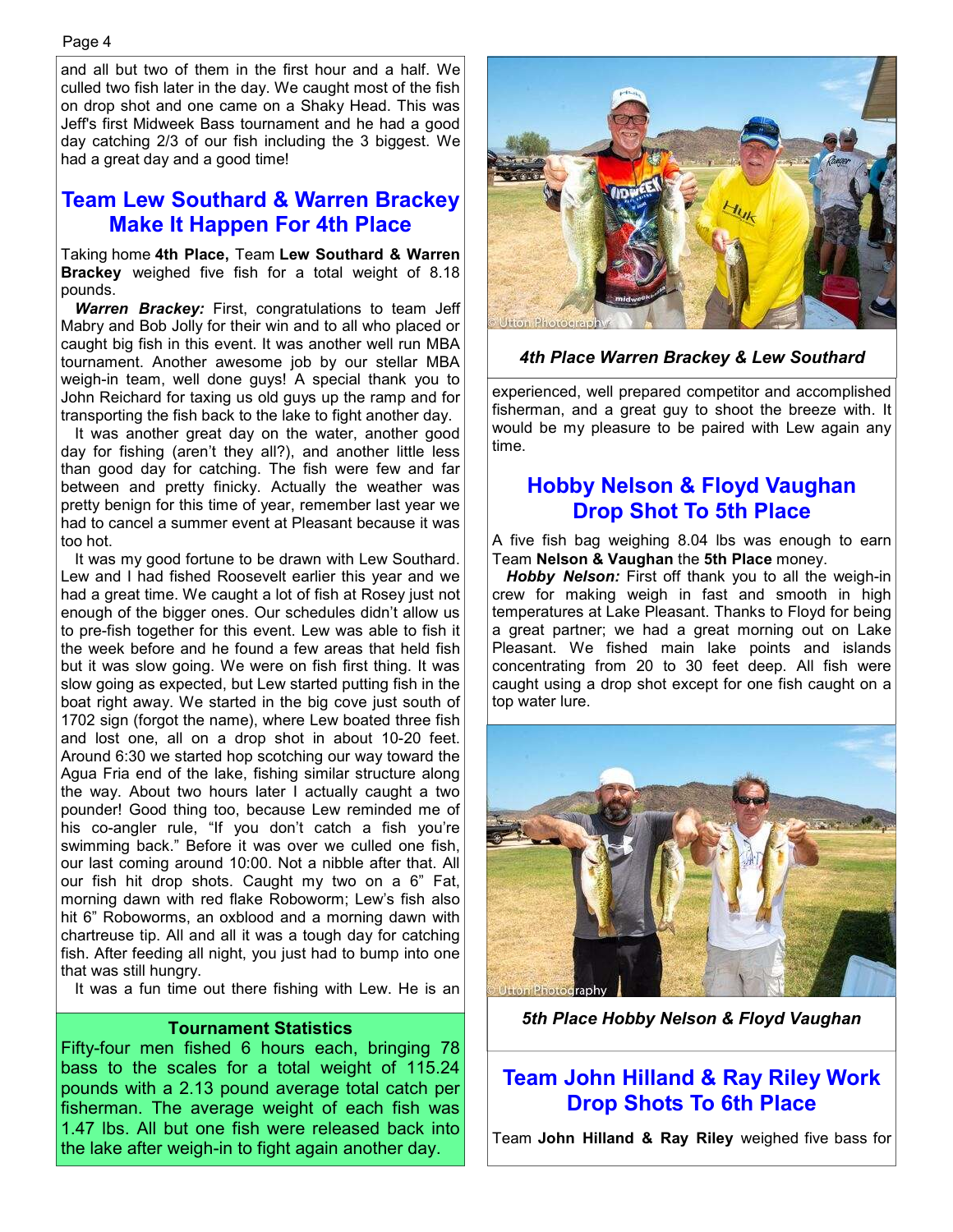and all but two of them in the first hour and a half. We culled two fish later in the day. We caught most of the fish on drop shot and one came on a Shaky Head. This was Jeff's first Midweek Bass tournament and he had a good day catching 2/3 of our fish including the 3 biggest. We had a great day and a good time!

## Team Lew Southard & Warren Brackey Make It Happen For 4th Place

Taking home **4th Place,** Team **Lew Southard & Warren Brackey** weighed five fish for a total weight of 8.18 pounds.

***Warren Brackey:*** First, congratulations to team Jeff Mabry and Bob Jolly for their win and to all who placed or caught big fish in this event. It was another well run MBA tournament. Another awesome job by our stellar MBA weigh-in team, well done guys! A special thank you to John Reichard for taxing us old guys up the ramp and for transporting the fish back to the lake to fight another day.

It was another great day on the water, another good day for fishing (aren't they all?), and another little less than good day for catching. The fish were few and far between and pretty finicky. Actually the weather was pretty benign for this time of year, remember last year we had to cancel a summer event at Pleasant because it was too hot.

It was my good fortune to be drawn with Lew Southard. Lew and I had fished Roosevelt earlier this year and we had a great time. We caught a lot of fish at Rosey just not enough of the bigger ones. Our schedules didn't allow us to pre-fish together for this event. Lew was able to fish it the week before and he found a few areas that held fish but it was slow going. We were on fish first thing. It was slow going as expected, but Lew started putting fish in the boat right away. We started in the big cove just south of 1702 sign (forgot the name), where Lew boated three fish and lost one, all on a drop shot in about 10-20 feet. Around 6:30 we started hop scotching our way toward the Agua Fria end of the lake, fishing similar structure along the way. About two hours later I actually caught a two pounder! Good thing too, because Lew reminded me of his co-angler rule, "If you don't catch a fish you're swimming back." Before it was over we culled one fish, our last coming around 10:00. Not a nibble after that. All our fish hit drop shots. Caught my two on a 6" Fat, morning dawn with red flake Roboworm; Lew's fish also hit 6" Roboworms, an oxblood and a morning dawn with chartreuse tip. All and all it was a tough day for catching fish. After feeding all night, you just had to bump into one that was still hungry.

It was a fun time out there fishing with Lew. He is an experienced, well prepared competitor and accomplished fisherman, and a great guy to shoot the breeze with. It would be my pleasure to be paired with Lew again any time.

***4th Place Warren Brackey & Lew Southard***

**Tournament Statistics**

Fifty-four men fished 6 hours each, bringing 78 bass to the scales for a total weight of 115.24 pounds with a 2.13 pound average total catch per fisherman. The average weight of each fish was 1.47 lbs. All but one fish were released back into the lake after weigh-in to fight again another day.

## Hobby Nelson & Floyd Vaughan Drop Shot To 5th Place

A five fish bag weighing 8.04 lbs was enough to earn Team **Nelson & Vaughan** the **5th Place** money.

***Hobby Nelson:*** First off thank you to all the weigh-in crew for making weigh in fast and smooth in high temperatures at Lake Pleasant. Thanks to Floyd for being a great partner; we had a great morning out on Lake Pleasant. We fished main lake points and islands concentrating from 20 to 30 feet deep. All fish were caught using a drop shot except for one fish caught on a top water lure.

***5th Place Hobby Nelson & Floyd Vaughan***

## Team John Hilland & Ray Riley Work Drop Shots To 6th Place

Team **John Hilland & Ray Riley** weighed five bass for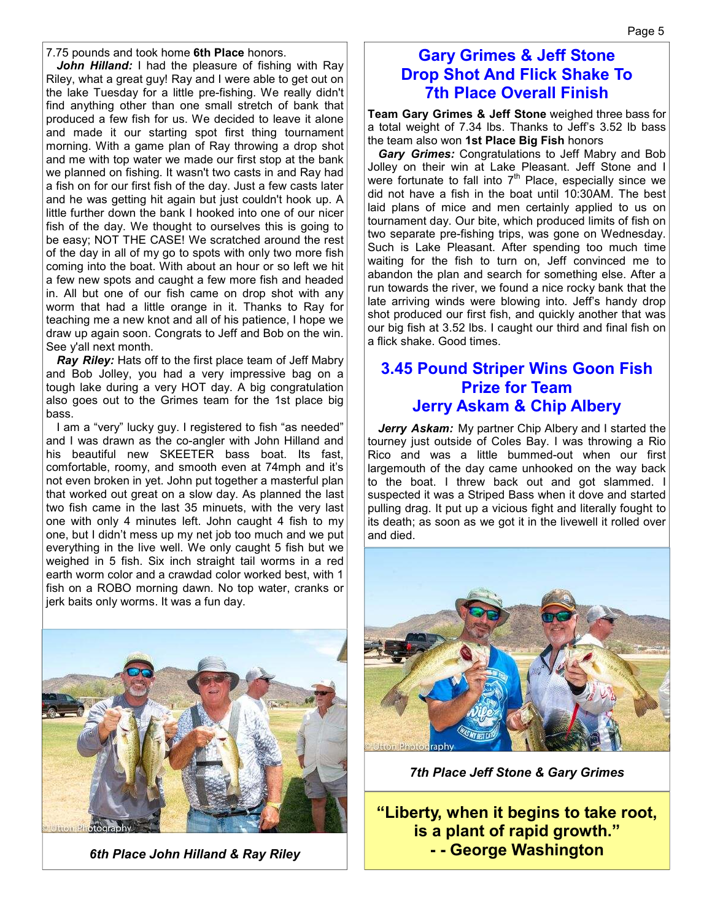7.75 pounds and took home **6th Place** honors.

***John Hilland:*** I had the pleasure of fishing with Ray Riley, what a great guy! Ray and I were able to get out on the lake Tuesday for a little pre-fishing. We really didn't find anything other than one small stretch of bank that produced a few fish for us. We decided to leave it alone and made it our starting spot first thing tournament morning. With a game plan of Ray throwing a drop shot and me with top water we made our first stop at the bank we planned on fishing. It wasn't two casts in and Ray had a fish on for our first fish of the day. Just a few casts later and he was getting hit again but just couldn't hook up. A little further down the bank I hooked into one of our nicer fish of the day. We thought to ourselves this is going to be easy; NOT THE CASE! We scratched around the rest of the day in all of my go to spots with only two more fish coming into the boat. With about an hour or so left we hit a few new spots and caught a few more fish and headed in. All but one of our fish came on drop shot with any worm that had a little orange in it. Thanks to Ray for teaching me a new knot and all of his patience, I hope we draw up again soon. Congrats to Jeff and Bob on the win. See y'all next month.

***Ray Riley:*** Hats off to the first place team of Jeff Mabry and Bob Jolley, you had a very impressive bag on a tough lake during a very HOT day. A big congratulation also goes out to the Grimes team for the 1st place big bass.

I am a "very" lucky guy. I registered to fish "as needed" and I was drawn as the co-angler with John Hilland and his beautiful new SKEETER bass boat. Its fast, comfortable, roomy, and smooth even at 74mph and it's not even broken in yet. John put together a masterful plan that worked out great on a slow day. As planned the last two fish came in the last 35 minuets, with the very last one with only 4 minutes left. John caught 4 fish to my one, but I didn't mess up my net job too much and we put everything in the live well. We only caught 5 fish but we weighed in 5 fish. Six inch straight tail worms in a red earth worm color and a crawdad color worked best, with 1 fish on a ROBO morning dawn. No top water, cranks or jerk baits only worms. It was a fun day.

*6th Place John Hilland & Ray Riley*

## Gary Grimes & Jeff Stone Drop Shot And Flick Shake To 7th Place Overall Finish

**Team Gary Grimes & Jeff Stone** weighed three bass for a total weight of 7.34 lbs. Thanks to Jeff's 3.52 lb bass the team also won **1st Place Big Fish** honors

***Gary Grimes:*** Congratulations to Jeff Mabry and Bob Jolley on their win at Lake Pleasant. Jeff Stone and I were fortunate to fall into 7th Place, especially since we did not have a fish in the boat until 10:30AM. The best laid plans of mice and men certainly applied to us on tournament day. Our bite, which produced limits of fish on two separate pre-fishing trips, was gone on Wednesday. Such is Lake Pleasant. After spending too much time waiting for the fish to turn on, Jeff convinced me to abandon the plan and search for something else. After a run towards the river, we found a nice rocky bank that the late arriving winds were blowing into. Jeff's handy drop shot produced our first fish, and quickly another that was our big fish at 3.52 lbs. I caught our third and final fish on a flick shake. Good times.

## 3.45 Pound Striper Wins Goon Fish Prize for Team Jerry Askam & Chip Albery

***Jerry Askam:*** My partner Chip Albery and I started the tourney just outside of Coles Bay. I was throwing a Rio Rico and was a little bummed-out when our first largemouth of the day came unhooked on the way back to the boat. I threw back out and got slammed. I suspected it was a Striped Bass when it dove and started pulling drag. It put up a vicious fight and literally fought to its death; as soon as we got it in the livewell it rolled over and died.

*7th Place Jeff Stone & Gary Grimes*

**"Liberty, when it begins to take root, is a plant of rapid growth."**
**- - George Washington**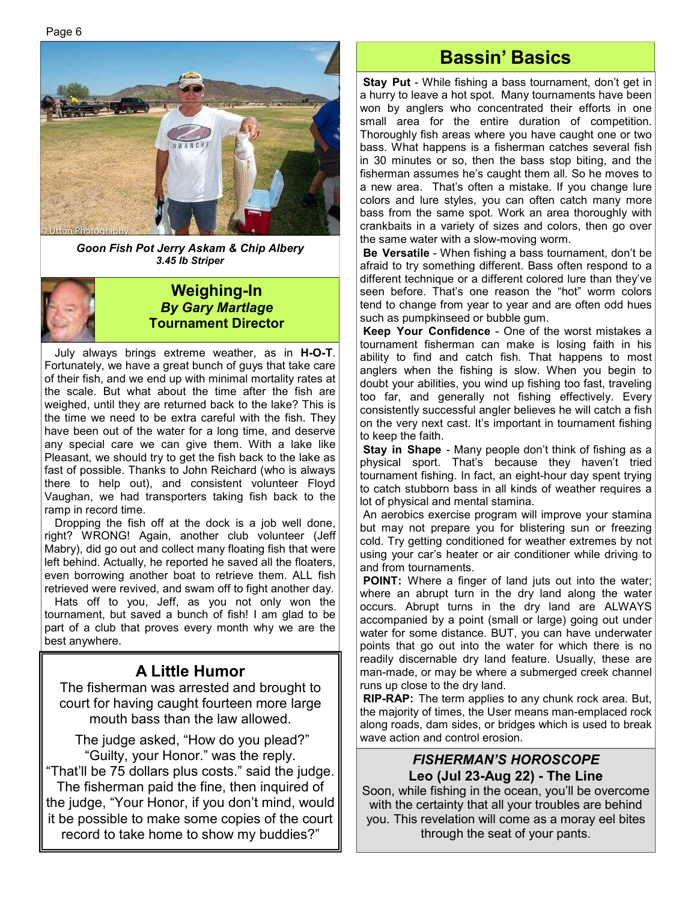*Goon Fish Pot Jerry Askam & Chip Albery*
*3.45 lb Striper*

## Weighing-In
### *By Gary Martlage*
### Tournament Director

July always brings extreme weather, as in **H-O-T**. Fortunately, we have a great bunch of guys that take care of their fish, and we end up with minimal mortality rates at the scale. But what about the time after the fish are weighed, until they are returned back to the lake? This is the time we need to be extra careful with the fish. They have been out of the water for a long time, and deserve any special care we can give them. With a lake like Pleasant, we should try to get the fish back to the lake as fast of possible. Thanks to John Reichard (who is always there to help out), and consistent volunteer Floyd Vaughan, we had transporters taking fish back to the ramp in record time.

Dropping the fish off at the dock is a job well done, right? WRONG! Again, another club volunteer (Jeff Mabry), did go out and collect many floating fish that were left behind. Actually, he reported he saved all the floaters, even borrowing another boat to retrieve them. ALL fish retrieved were revived, and swam off to fight another day.

Hats off to you, Jeff, as you not only won the tournament, but saved a bunch of fish! I am glad to be part of a club that proves every month why we are the best anywhere.

## A Little Humor

The fisherman was arrested and brought to court for having caught fourteen more large mouth bass than the law allowed.

The judge asked, "How do you plead?"
"Guilty, your Honor." was the reply.
"That'll be 75 dollars plus costs." said the judge.
The fisherman paid the fine, then inquired of the judge, "Your Honor, if you don't mind, would it be possible to make some copies of the court record to take home to show my buddies?"

## Bassin' Basics

**Stay Put** - While fishing a bass tournament, don't get in a hurry to leave a hot spot. Many tournaments have been won by anglers who concentrated their efforts in one small area for the entire duration of competition. Thoroughly fish areas where you have caught one or two bass. What happens is a fisherman catches several fish in 30 minutes or so, then the bass stop biting, and the fisherman assumes he's caught them all. So he moves to a new area. That's often a mistake. If you change lure colors and lure styles, you can often catch many more bass from the same spot. Work an area thoroughly with crankbaits in a variety of sizes and colors, then go over the same water with a slow-moving worm.

**Be Versatile** - When fishing a bass tournament, don't be afraid to try something different. Bass often respond to a different technique or a different colored lure than they've seen before. That's one reason the "hot" worm colors tend to change from year to year and are often odd hues such as pumpkinseed or bubble gum.

**Keep Your Confidence** - One of the worst mistakes a tournament fisherman can make is losing faith in his ability to find and catch fish. That happens to most anglers when the fishing is slow. When you begin to doubt your abilities, you wind up fishing too fast, traveling too far, and generally not fishing effectively. Every consistently successful angler believes he will catch a fish on the very next cast. It's important in tournament fishing to keep the faith.

**Stay in Shape** - Many people don't think of fishing as a physical sport. That's because they haven't tried tournament fishing. In fact, an eight-hour day spent trying to catch stubborn bass in all kinds of weather requires a lot of physical and mental stamina.

An aerobics exercise program will improve your stamina but may not prepare you for blistering sun or freezing cold. Try getting conditioned for weather extremes by not using your car's heater or air conditioner while driving to and from tournaments.

**POINT:** Where a finger of land juts out into the water; where an abrupt turn in the dry land along the water occurs. Abrupt turns in the dry land are ALWAYS accompanied by a point (small or large) going out under water for some distance. BUT, you can have underwater points that go out into the water for which there is no readily discernable dry land feature. Usually, these are man-made, or may be where a submerged creek channel runs up close to the dry land.

**RIP-RAP:** The term applies to any chunk rock area. But, the majority of times, the User means man-emplaced rock along roads, dam sides, or bridges which is used to break wave action and control erosion.

### *FISHERMAN'S HOROSCOPE*
### Leo (Jul 23-Aug 22) - The Line

Soon, while fishing in the ocean, you'll be overcome with the certainty that all your troubles are behind you. This revelation will come as a moray eel bites through the seat of your pants.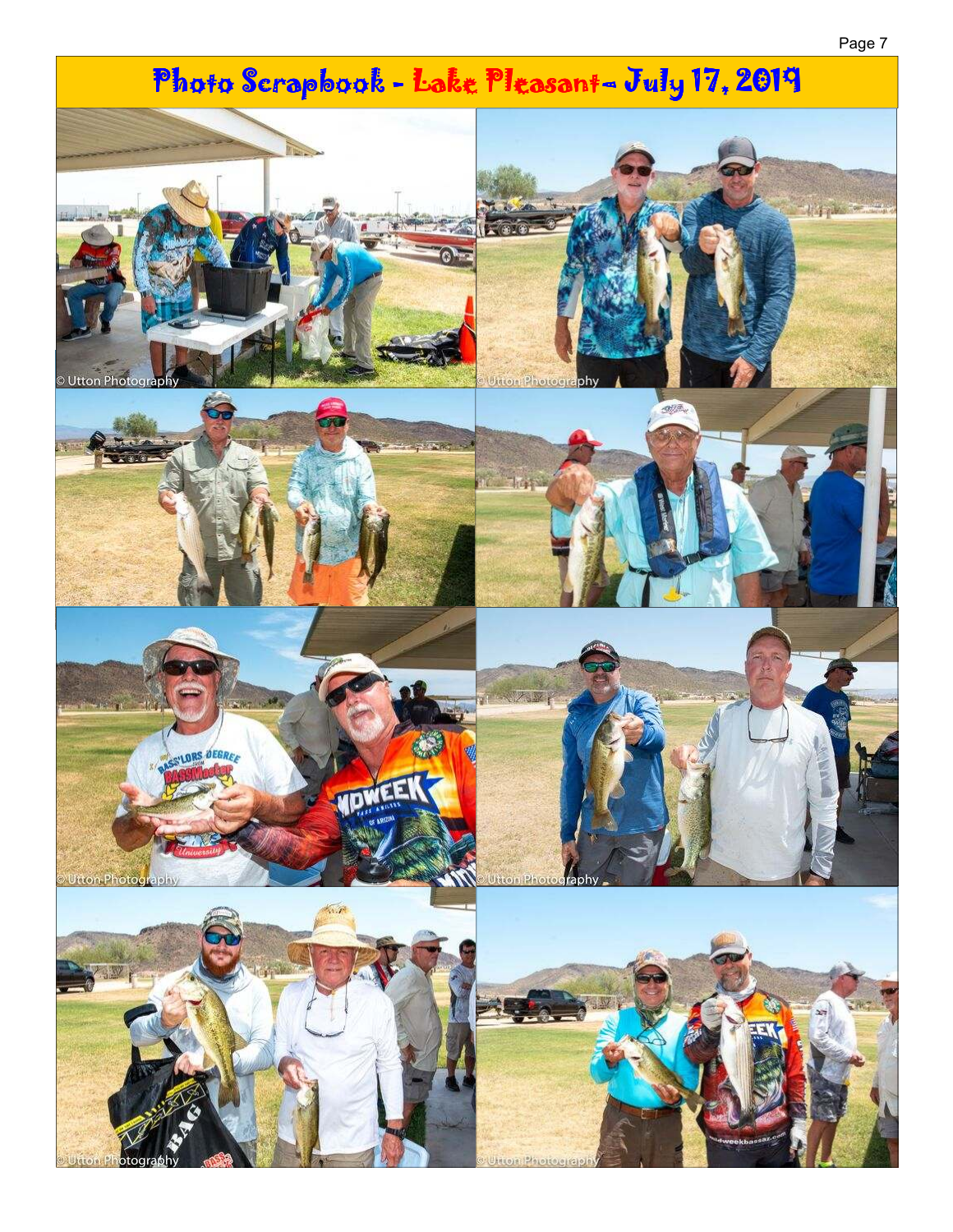# Photo Scrapbook - Lake Pleasant– July 17, 2019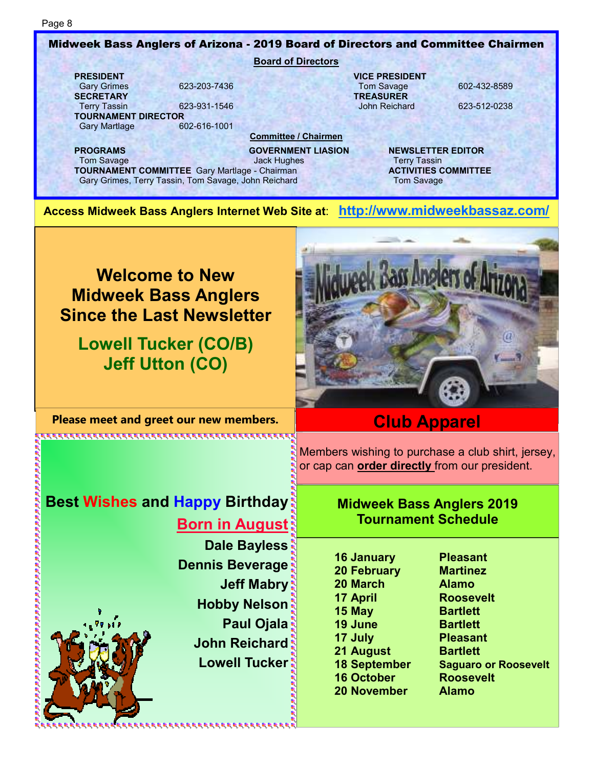## Midweek Bass Anglers of Arizona - 2019 Board of Directors and Committee Chairmen

### Board of Directors

**PRESIDENT**
Gary Grimes 623-203-7436

**VICE PRESIDENT**
Tom Savage 602-432-8589

**SECRETARY**
Terry Tassin 623-931-1546

**TREASURER**
John Reichard 623-512-0238

**TOURNAMENT DIRECTOR**
Gary Martlage 602-616-1001

### Committee / Chairmen

**PROGRAMS**
Tom Savage

**GOVERNMENT LIASION**
Jack Hughes

**NEWSLETTER EDITOR**
Terry Tassin

**TOURNAMENT COMMITTEE** Gary Martlage - Chairman
Gary Grimes, Terry Tassin, Tom Savage, John Reichard

**ACTIVITIES COMMITTEE**
Tom Savage

**Access Midweek Bass Anglers Internet Web Site at**: http://www.midweekbassaz.com/

## Welcome to New Midweek Bass Anglers Since the Last Newsletter

**Lowell Tucker (CO/B)**
**Jeff Utton (CO)**

**Please meet and greet our new members.**

## Club Apparel

Members wishing to purchase a club shirt, jersey, or cap can **order directly** from our president.

## Best Wishes and Happy Birthday

### Born in August

- Dale Bayless
- Dennis Beverage
- Jeff Mabry
- Hobby Nelson
- Paul Ojala
- John Reichard
- Lowell Tucker

## Midweek Bass Anglers 2019 Tournament Schedule

| | |
|---|---|
| 16 January | Pleasant |
| 20 February | Martinez |
| 20 March | Alamo |
| 17 April | Roosevelt |
| 15 May | Bartlett |
| 19 June | Bartlett |
| 17 July | Pleasant |
| 21 August | Bartlett |
| 18 September | Saguaro or Roosevelt |
| 16 October | Roosevelt |
| 20 November | Alamo |